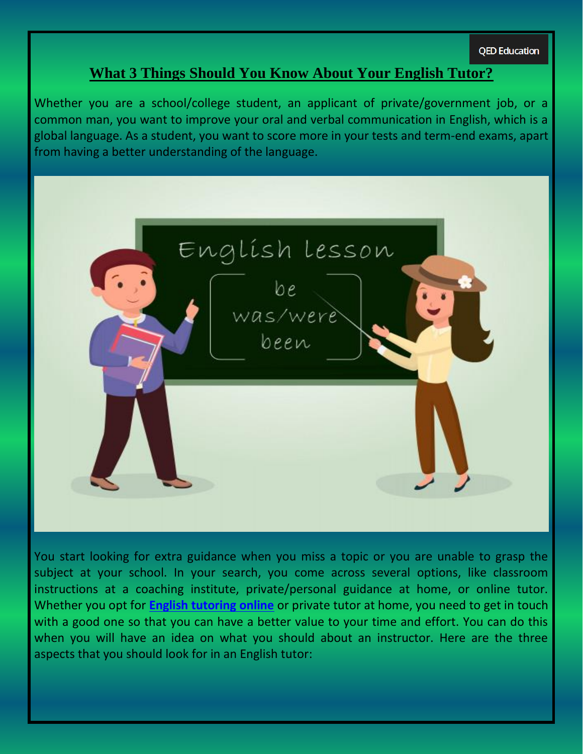QED Education

# What 3 Things Should You Know About Your English Tutor?

Whether you are a school/college student, an applicant of private/government job, or a common man, you want to improve your oral and verbal communication in English, which is a global language. As a student, you want to score more in your tests and term-end exams, apart from having a better understanding of the language.

You start looking for extra guidance when you miss a topic or you are unable to grasp the subject at your school. In your search, you come across several options, like classroom instructions at a coaching institute, private/personal guidance at home, or online tutor. Whether you opt for **English tutoring online** or private tutor at home, you need to get in touch with a good one so that you can have a better value to your time and effort. You can do this when you will have an idea on what you should about an instructor. Here are the three aspects that you should look for in an English tutor: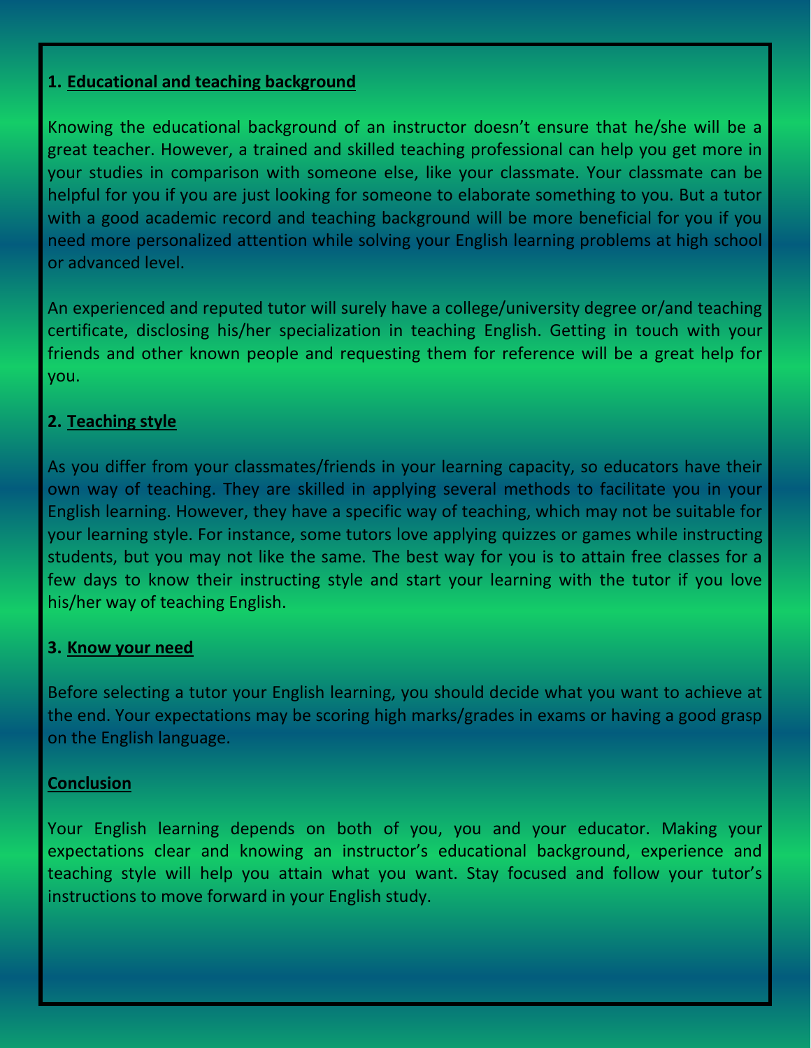## 1. Educational and teaching background

Knowing the educational background of an instructor doesn't ensure that he/she will be a great teacher. However, a trained and skilled teaching professional can help you get more in your studies in comparison with someone else, like your classmate. Your classmate can be helpful for you if you are just looking for someone to elaborate something to you. But a tutor with a good academic record and teaching background will be more beneficial for you if you need more personalized attention while solving your English learning problems at high school or advanced level.

An experienced and reputed tutor will surely have a college/university degree or/and teaching certificate, disclosing his/her specialization in teaching English. Getting in touch with your friends and other known people and requesting them for reference will be a great help for you.

## 2. Teaching style

As you differ from your classmates/friends in your learning capacity, so educators have their own way of teaching. They are skilled in applying several methods to facilitate you in your English learning. However, they have a specific way of teaching, which may not be suitable for your learning style. For instance, some tutors love applying quizzes or games while instructing students, but you may not like the same. The best way for you is to attain free classes for a few days to know their instructing style and start your learning with the tutor if you love his/her way of teaching English.

## 3. Know your need

Before selecting a tutor your English learning, you should decide what you want to achieve at the end. Your expectations may be scoring high marks/grades in exams or having a good grasp on the English language.

## Conclusion

Your English learning depends on both of you, you and your educator. Making your expectations clear and knowing an instructor's educational background, experience and teaching style will help you attain what you want. Stay focused and follow your tutor's instructions to move forward in your English study.